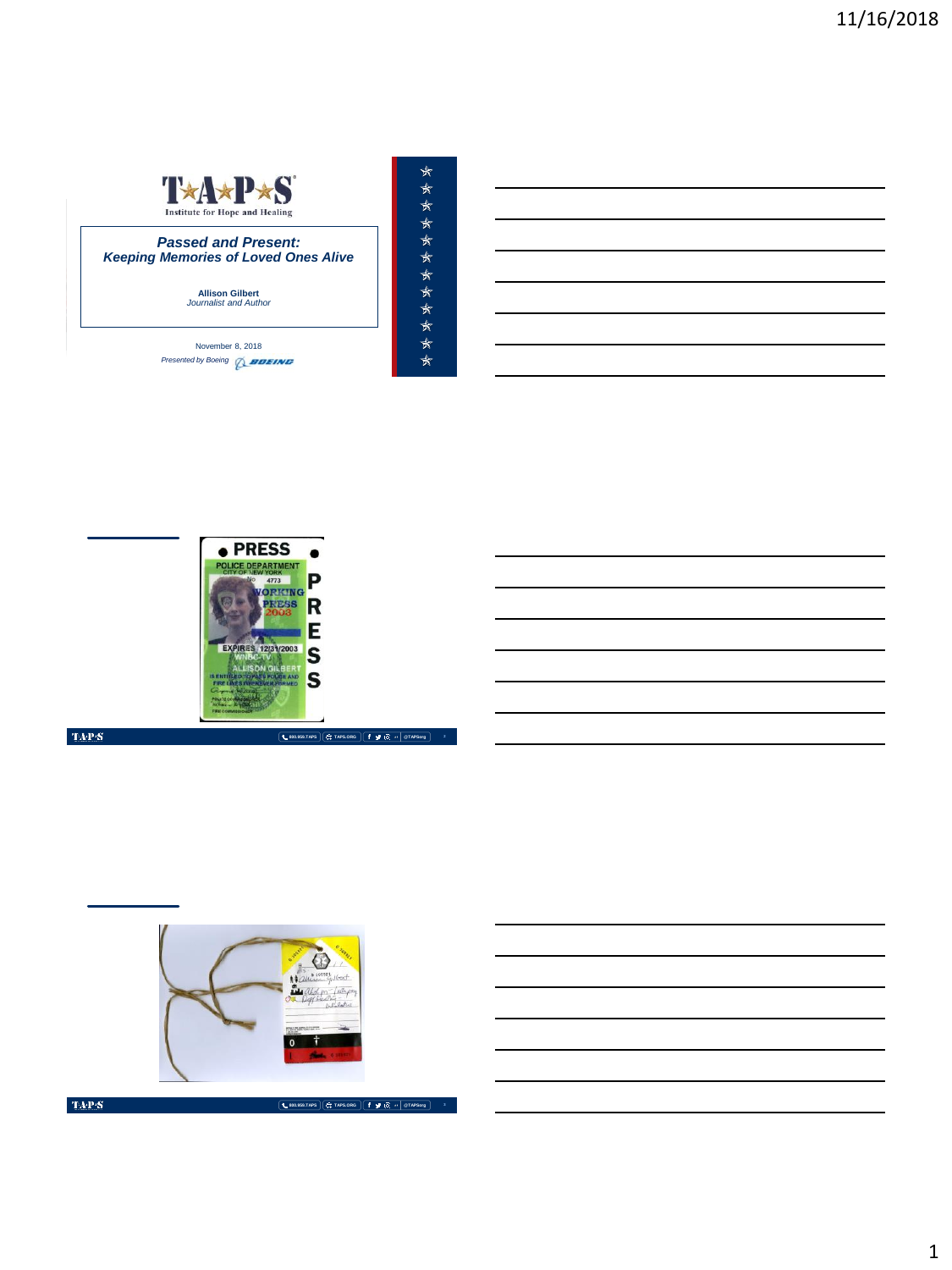# Passed and Present: Keeping Memories of Loved Ones Alive

**Allison Gilbert**
*Journalist and Author*

November 8, 2018

*Presented by Boeing*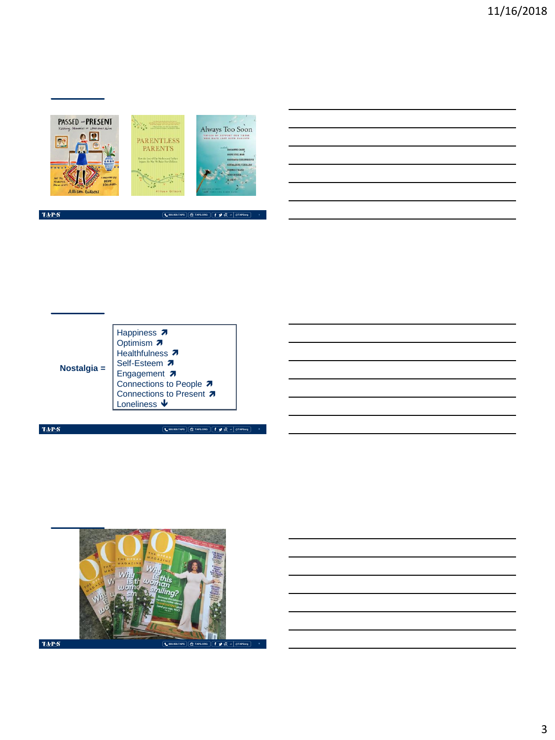Nostalgia =

- Happiness ↗
- Optimism ↗
- Healthfulness ↗
- Self-Esteem ↗
- Engagement ↗
- Connections to People ↗
- Connections to Present ↗
- Loneliness ↓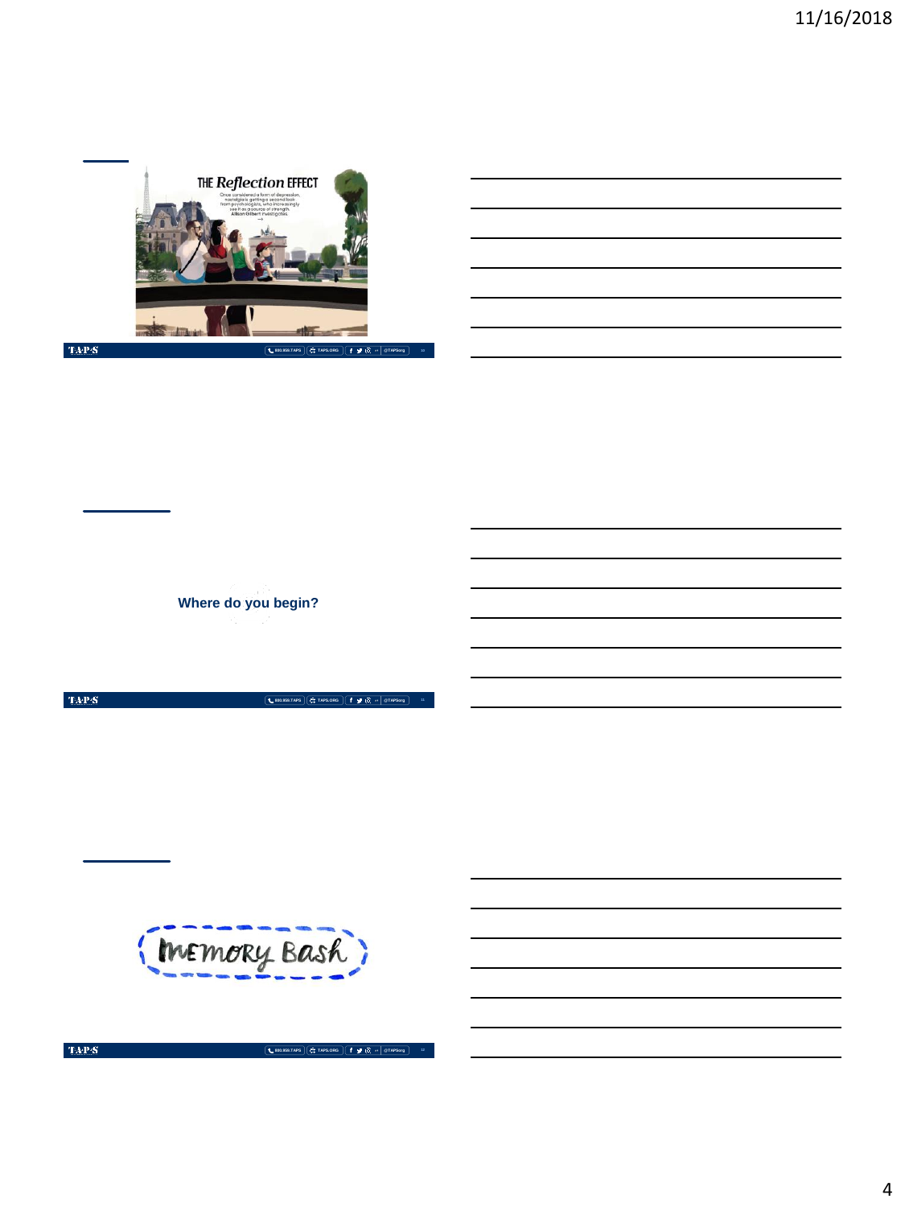THE *Reflection* EFFECT

Once considered a form of depression, nostalgia is getting a second look from psychologists, who increasingly see it as a source of strength. Allison Gilbert investigates.

Where do you begin?

Memory Bash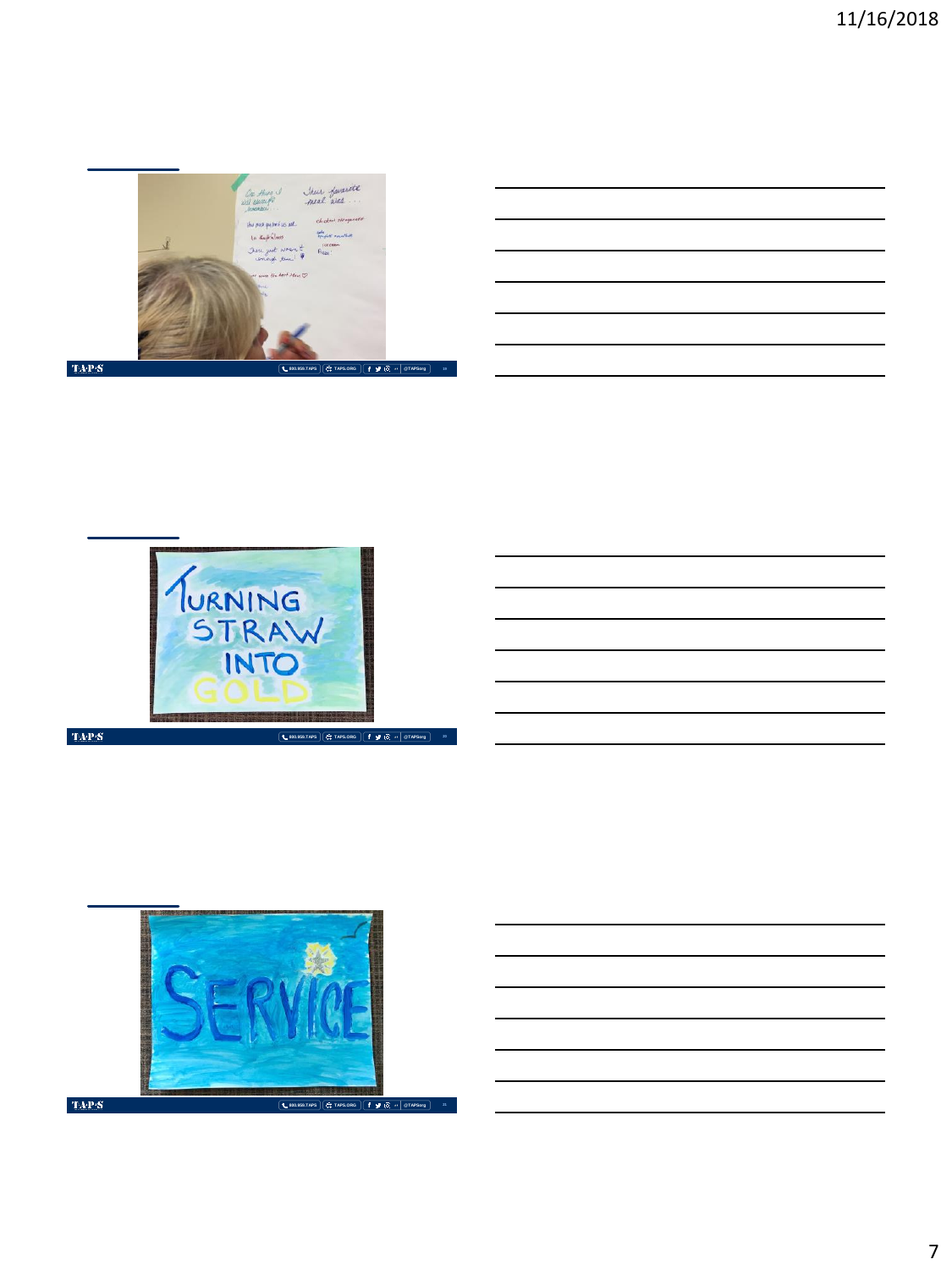TURNING STRAW INTO GOLD

SERVICE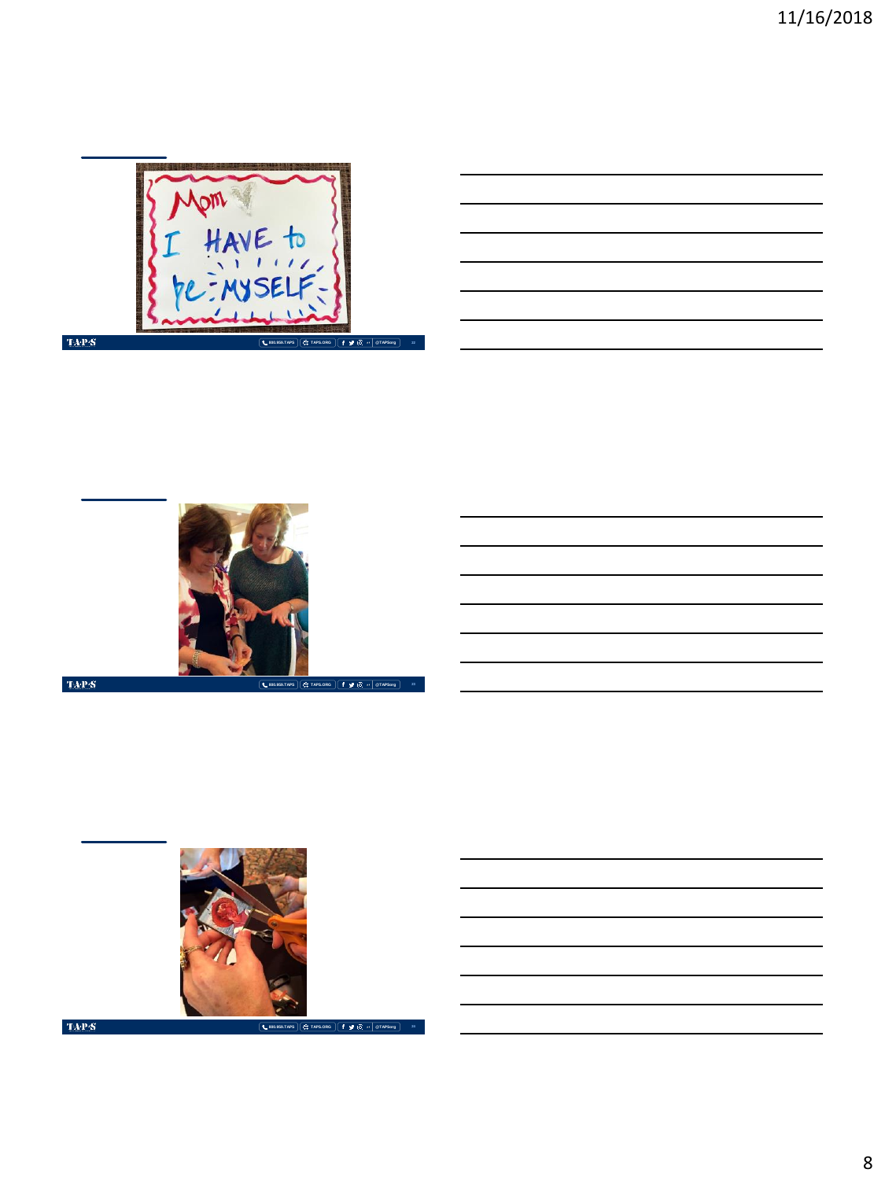Mom
I HAVE to
be MYSELF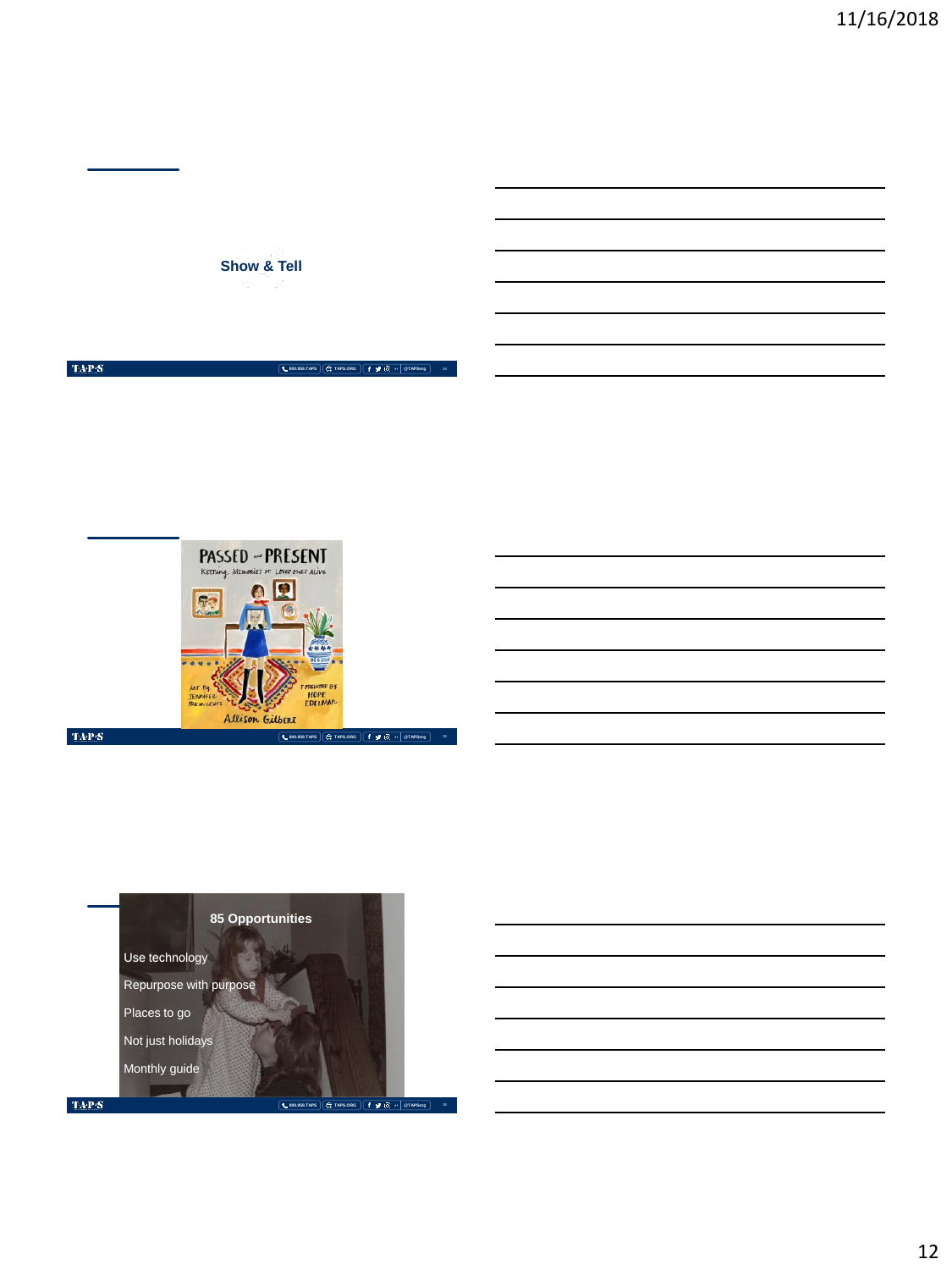## Show & Tell

PASSED and PRESENT

Keeping Memories of Loved Ones Alive

Art by Jennifer Orkin Lewis

Foreword by Hope Edelman

Allison Gilbert

## 85 Opportunities

- Use technology
- Repurpose with purpose
- Places to go
- Not just holidays
- Monthly guide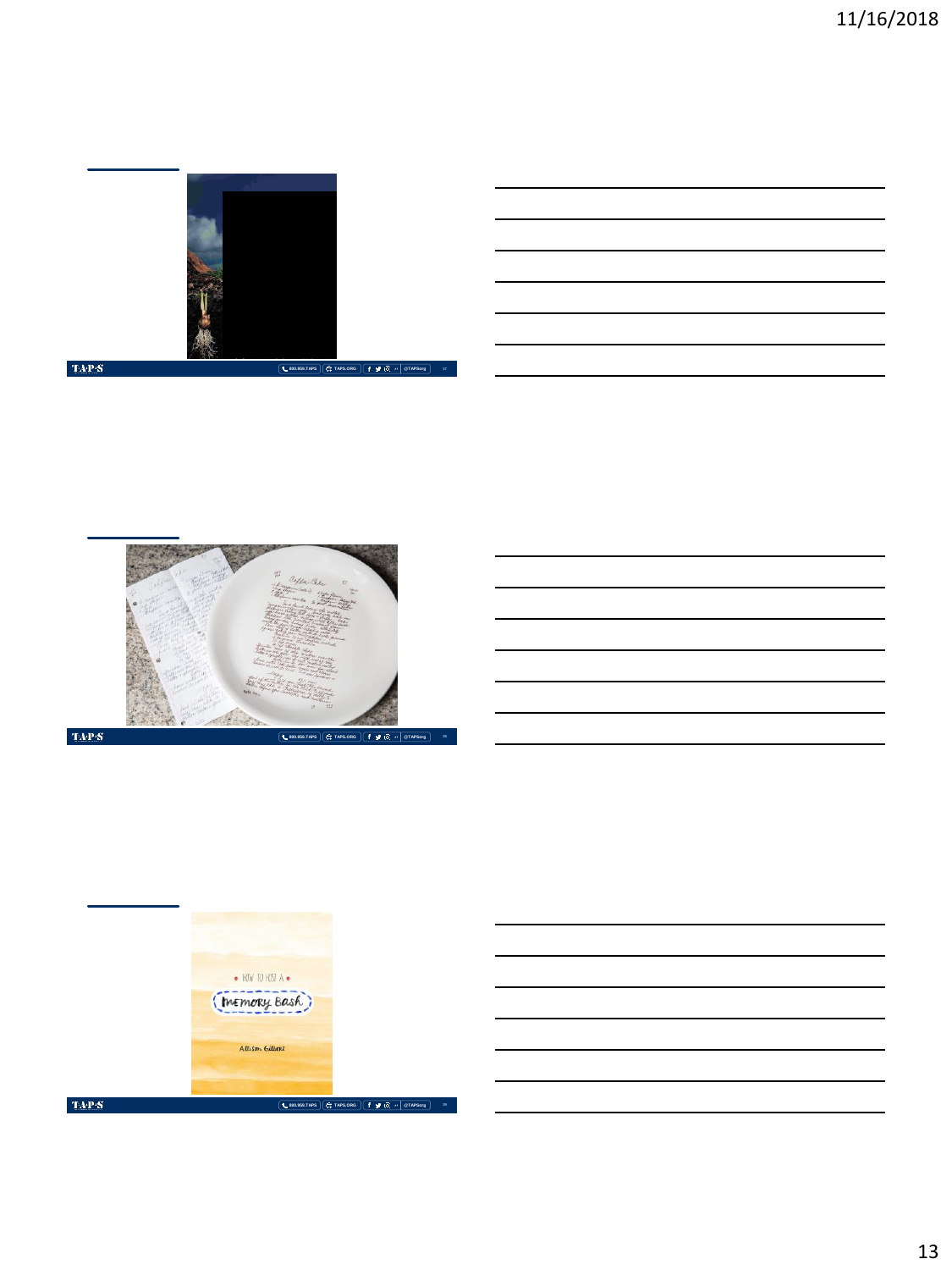HOW TO HOST A

Memory Bash

Allison Gilbert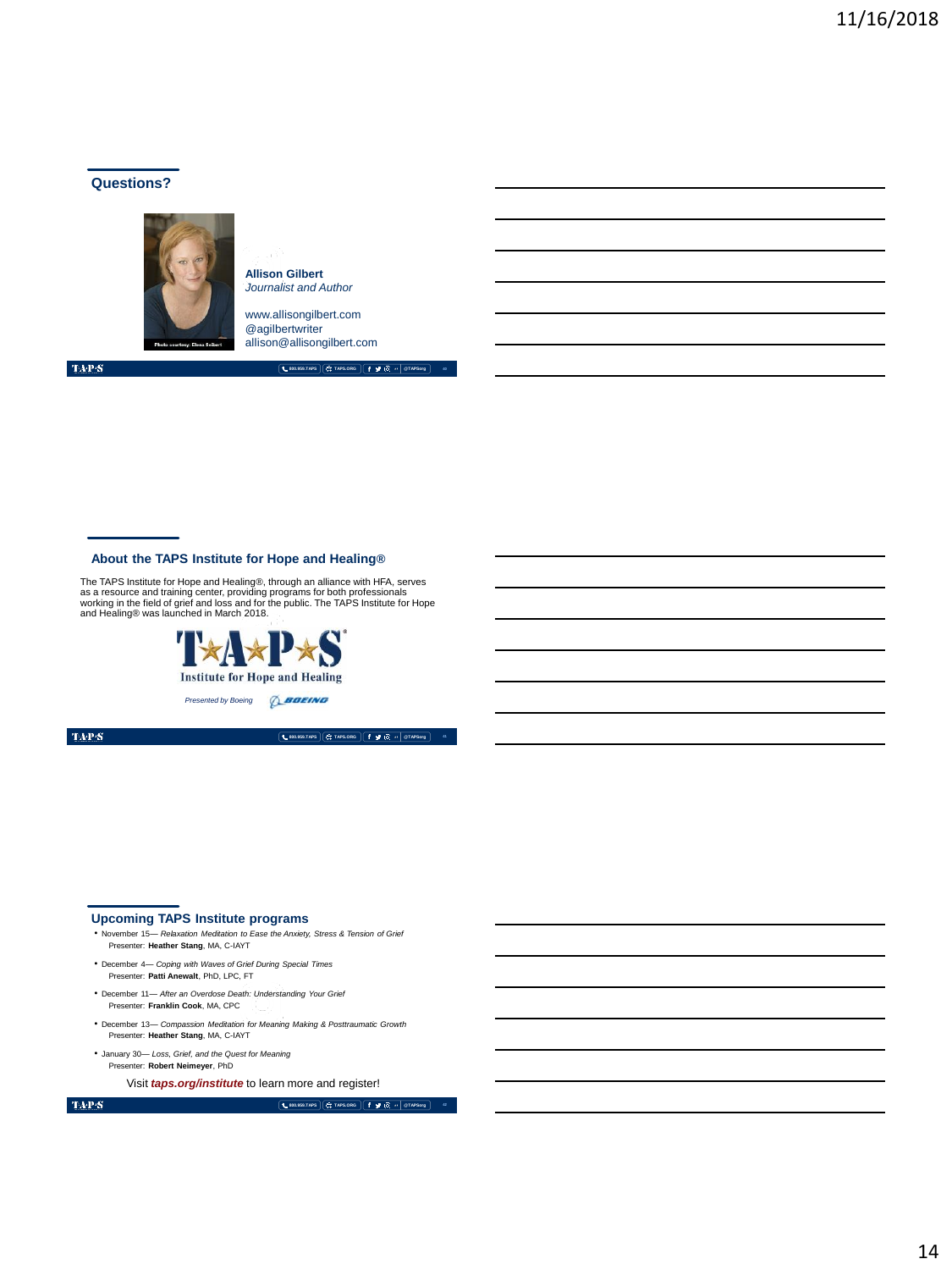## Questions?

Photo courtesy: Elena Seibert

**Allison Gilbert**
*Journalist and Author*

www.allisongilbert.com
@agilbertwriter
allison@allisongilbert.com

## About the TAPS Institute for Hope and Healing®

The TAPS Institute for Hope and Healing®, through an alliance with HFA, serves as a resource and training center, providing programs for both professionals working in the field of grief and loss and for the public. The TAPS Institute for Hope and Healing® was launched in March 2018.

T★A★P★S
Institute for Hope and Healing

*Presented by Boeing* BOEING

## Upcoming TAPS Institute programs

- November 15— *Relaxation Meditation to Ease the Anxiety, Stress & Tension of Grief*
  Presenter: **Heather Stang**, MA, C-IAYT
- December 4— *Coping with Waves of Grief During Special Times*
  Presenter: **Patti Anewalt**, PhD, LPC, FT
- December 11— *After an Overdose Death: Understanding Your Grief*
  Presenter: **Franklin Cook**, MA, CPC
- December 13— *Compassion Meditation for Meaning Making & Posttraumatic Growth*
  Presenter: **Heather Stang**, MA, C-IAYT
- January 30— *Loss, Grief, and the Quest for Meaning*
  Presenter: **Robert Neimeyer**, PhD

Visit ***taps.org/institute*** to learn more and register!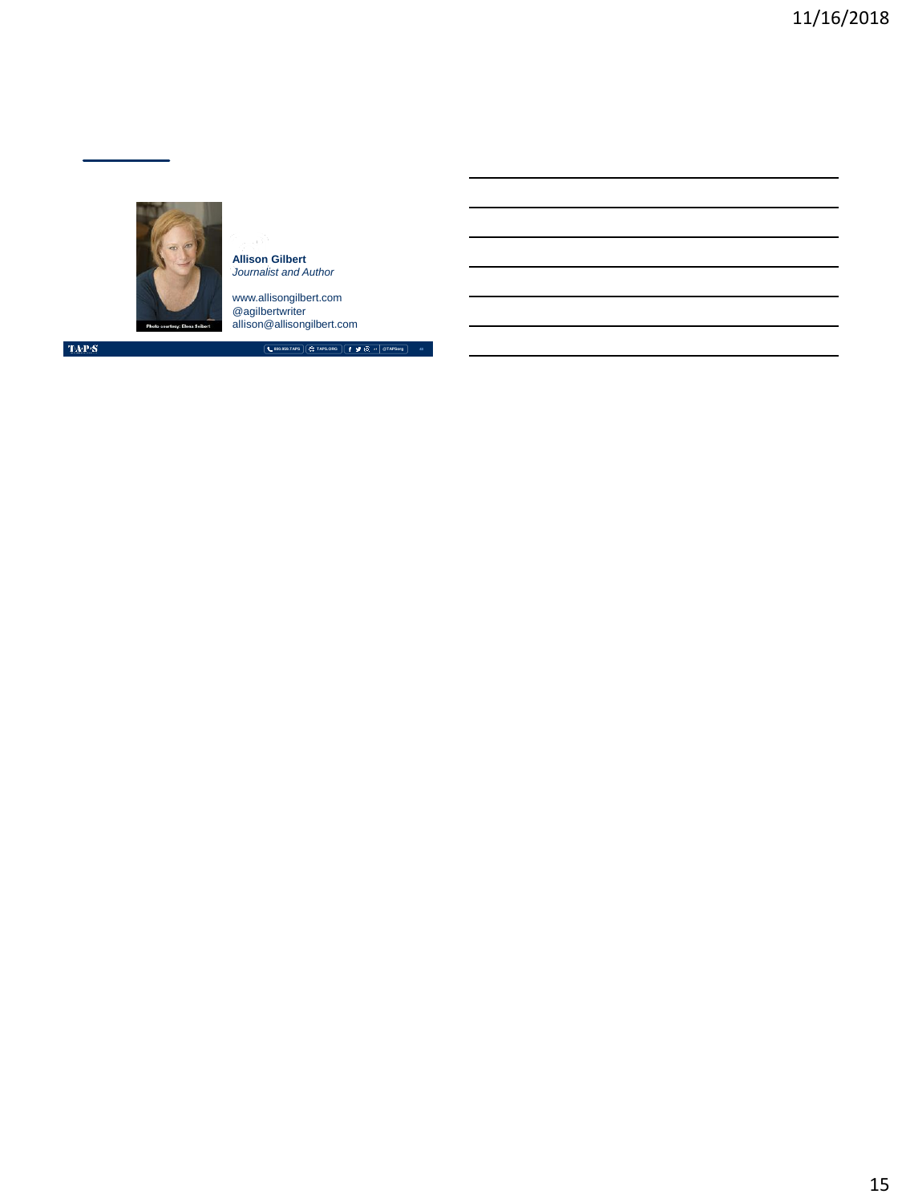**Allison Gilbert**
*Journalist and Author*

www.allisongilbert.com
@agilbertwriter
allison@allisongilbert.com